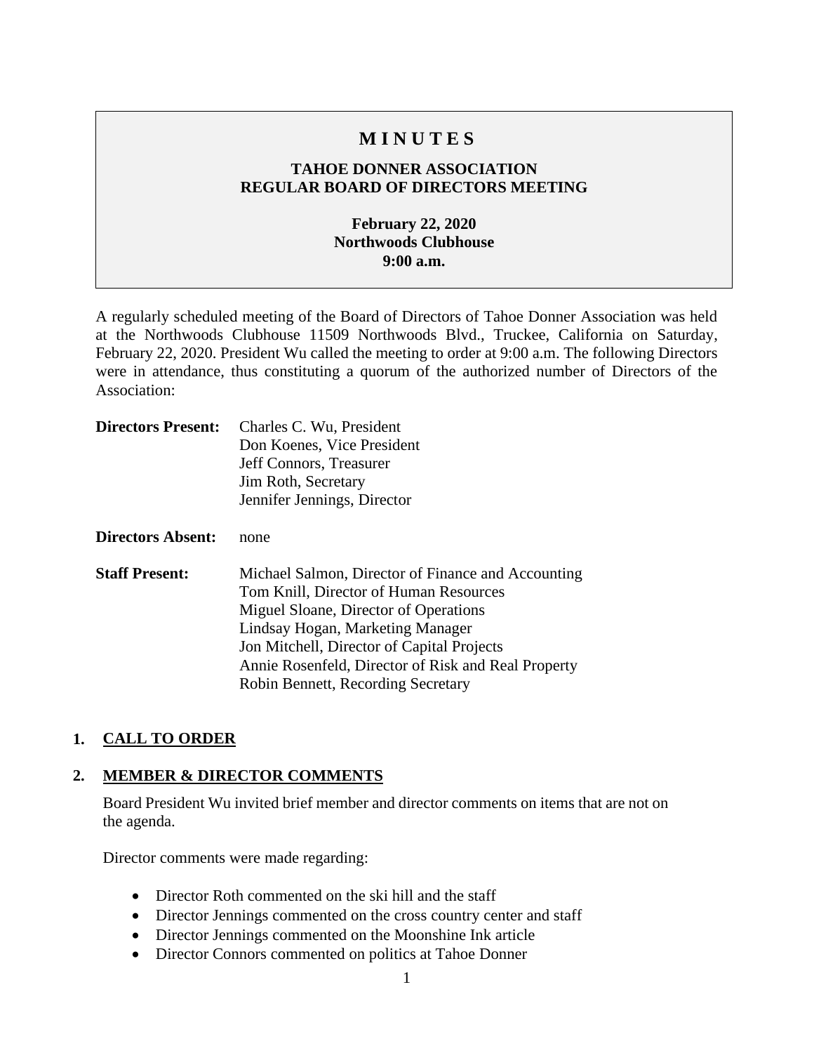# MINUTES

## TAHOE DONNER ASSOCIATION
## REGULAR BOARD OF DIRECTORS MEETING

**February 22, 2020**
**Northwoods Clubhouse**
**9:00 a.m.**

A regularly scheduled meeting of the Board of Directors of Tahoe Donner Association was held at the Northwoods Clubhouse 11509 Northwoods Blvd., Truckee, California on Saturday, February 22, 2020. President Wu called the meeting to order at 9:00 a.m. The following Directors were in attendance, thus constituting a quorum of the authorized number of Directors of the Association:

**Directors Present:** Charles C. Wu, President
Don Koenes, Vice President
Jeff Connors, Treasurer
Jim Roth, Secretary
Jennifer Jennings, Director

**Directors Absent:** none

**Staff Present:** Michael Salmon, Director of Finance and Accounting
Tom Knill, Director of Human Resources
Miguel Sloane, Director of Operations
Lindsay Hogan, Marketing Manager
Jon Mitchell, Director of Capital Projects
Annie Rosenfeld, Director of Risk and Real Property
Robin Bennett, Recording Secretary

## 1. CALL TO ORDER

## 2. MEMBER & DIRECTOR COMMENTS

Board President Wu invited brief member and director comments on items that are not on the agenda.

Director comments were made regarding:

- Director Roth commented on the ski hill and the staff
- Director Jennings commented on the cross country center and staff
- Director Jennings commented on the Moonshine Ink article
- Director Connors commented on politics at Tahoe Donner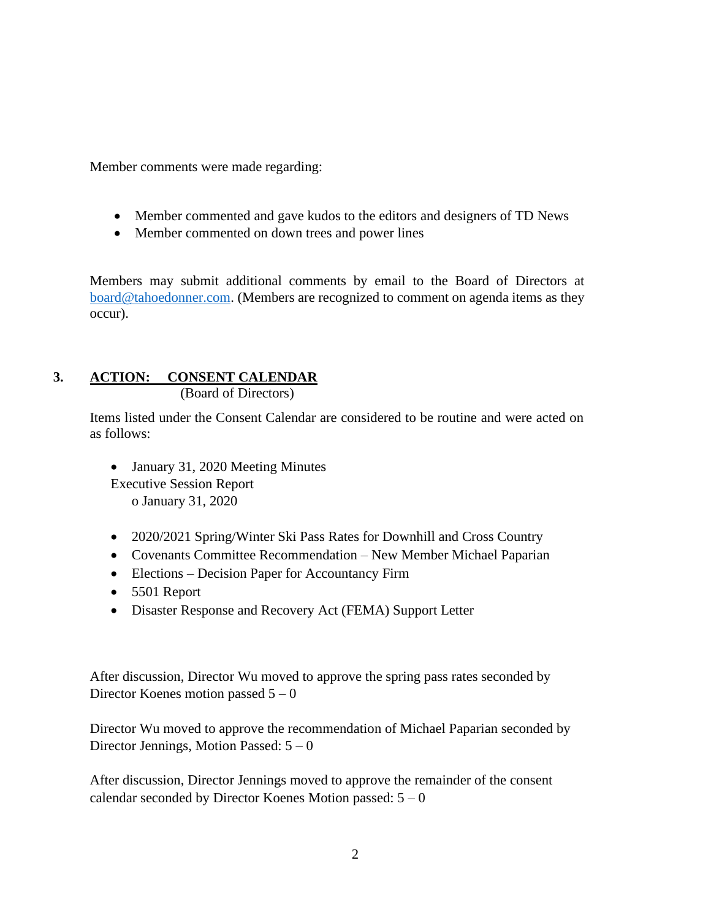Member comments were made regarding:

- Member commented and gave kudos to the editors and designers of TD News
- Member commented on down trees and power lines

Members may submit additional comments by email to the Board of Directors at board@tahoedonner.com. (Members are recognized to comment on agenda items as they occur).

## 3. <u>ACTION: CONSENT CALENDAR</u>

(Board of Directors)

Items listed under the Consent Calendar are considered to be routine and were acted on as follows:

- January 31, 2020 Meeting Minutes
  Executive Session Report
  - January 31, 2020

- 2020/2021 Spring/Winter Ski Pass Rates for Downhill and Cross Country
- Covenants Committee Recommendation – New Member Michael Paparian
- Elections – Decision Paper for Accountancy Firm
- 5501 Report
- Disaster Response and Recovery Act (FEMA) Support Letter

After discussion, Director Wu moved to approve the spring pass rates seconded by Director Koenes motion passed 5 – 0

Director Wu moved to approve the recommendation of Michael Paparian seconded by Director Jennings, Motion Passed: 5 – 0

After discussion, Director Jennings moved to approve the remainder of the consent calendar seconded by Director Koenes Motion passed: 5 – 0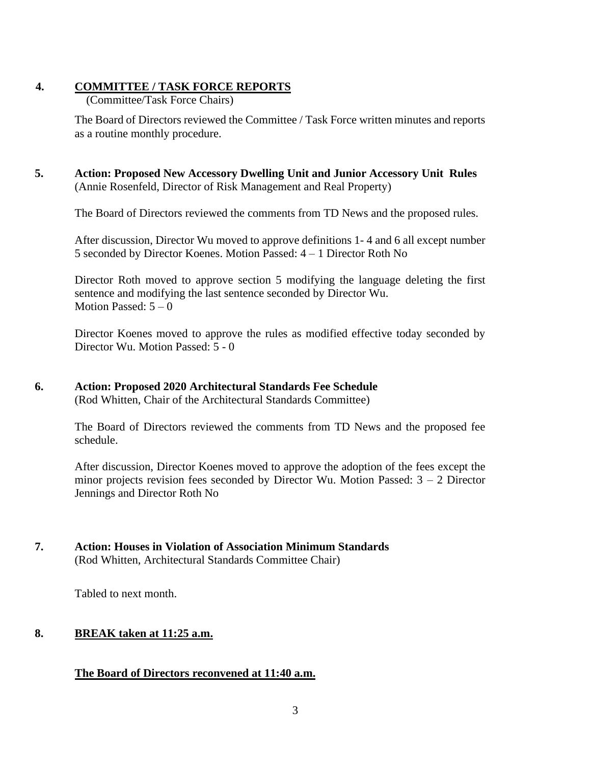## 4. COMMITTEE / TASK FORCE REPORTS

(Committee/Task Force Chairs)

The Board of Directors reviewed the Committee / Task Force written minutes and reports as a routine monthly procedure.

## 5. Action: Proposed New Accessory Dwelling Unit and Junior Accessory Unit Rules

(Annie Rosenfeld, Director of Risk Management and Real Property)

The Board of Directors reviewed the comments from TD News and the proposed rules.

After discussion, Director Wu moved to approve definitions 1- 4 and 6 all except number 5 seconded by Director Koenes. Motion Passed: 4 – 1 Director Roth No

Director Roth moved to approve section 5 modifying the language deleting the first sentence and modifying the last sentence seconded by Director Wu.
Motion Passed: 5 – 0

Director Koenes moved to approve the rules as modified effective today seconded by Director Wu. Motion Passed: 5 - 0

## 6. Action: Proposed 2020 Architectural Standards Fee Schedule

(Rod Whitten, Chair of the Architectural Standards Committee)

The Board of Directors reviewed the comments from TD News and the proposed fee schedule.

After discussion, Director Koenes moved to approve the adoption of the fees except the minor projects revision fees seconded by Director Wu. Motion Passed: 3 – 2 Director Jennings and Director Roth No

## 7. Action: Houses in Violation of Association Minimum Standards

(Rod Whitten, Architectural Standards Committee Chair)

Tabled to next month.

## 8. BREAK taken at 11:25 a.m.

**The Board of Directors reconvened at 11:40 a.m.**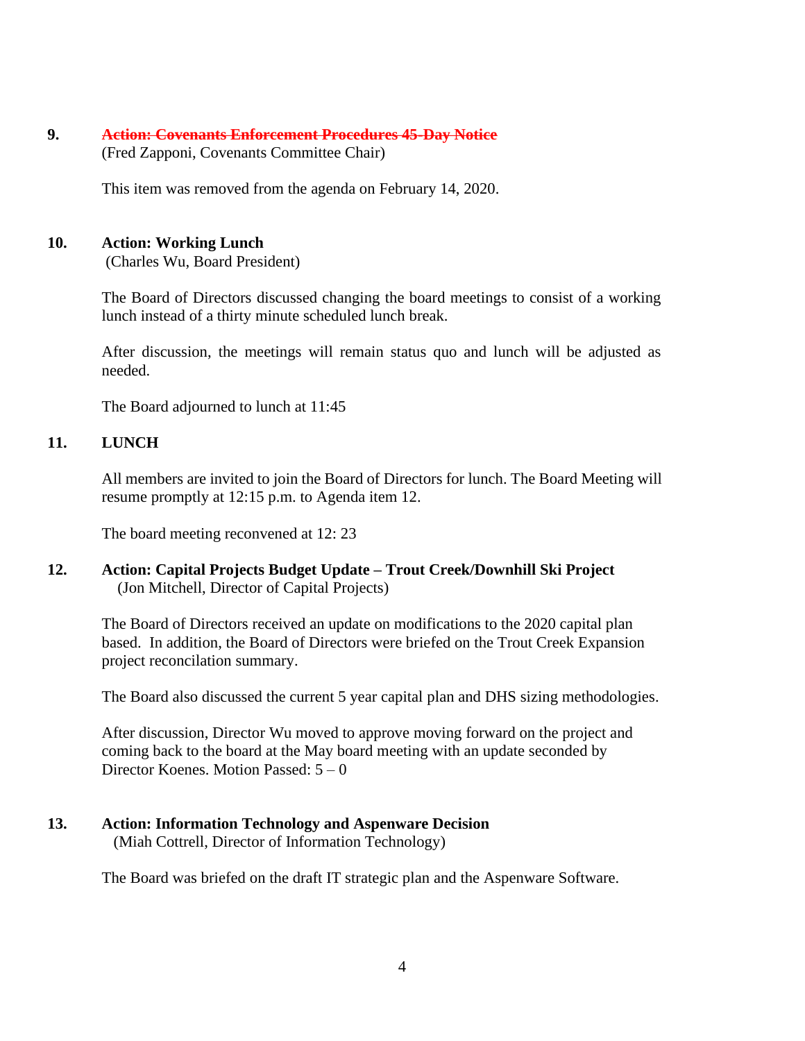**9. ~~Action: Covenants Enforcement Procedures 45-Day Notice~~**
(Fred Zapponi, Covenants Committee Chair)

This item was removed from the agenda on February 14, 2020.

**10. Action: Working Lunch**
(Charles Wu, Board President)

The Board of Directors discussed changing the board meetings to consist of a working lunch instead of a thirty minute scheduled lunch break.

After discussion, the meetings will remain status quo and lunch will be adjusted as needed.

The Board adjourned to lunch at 11:45

**11. LUNCH**

All members are invited to join the Board of Directors for lunch. The Board Meeting will resume promptly at 12:15 p.m. to Agenda item 12.

The board meeting reconvened at 12: 23

**12. Action: Capital Projects Budget Update – Trout Creek/Downhill Ski Project**
(Jon Mitchell, Director of Capital Projects)

The Board of Directors received an update on modifications to the 2020 capital plan based. In addition, the Board of Directors were briefed on the Trout Creek Expansion project reconcilation summary.

The Board also discussed the current 5 year capital plan and DHS sizing methodologies.

After discussion, Director Wu moved to approve moving forward on the project and coming back to the board at the May board meeting with an update seconded by Director Koenes. Motion Passed: 5 – 0

**13. Action: Information Technology and Aspenware Decision**
(Miah Cottrell, Director of Information Technology)

The Board was briefed on the draft IT strategic plan and the Aspenware Software.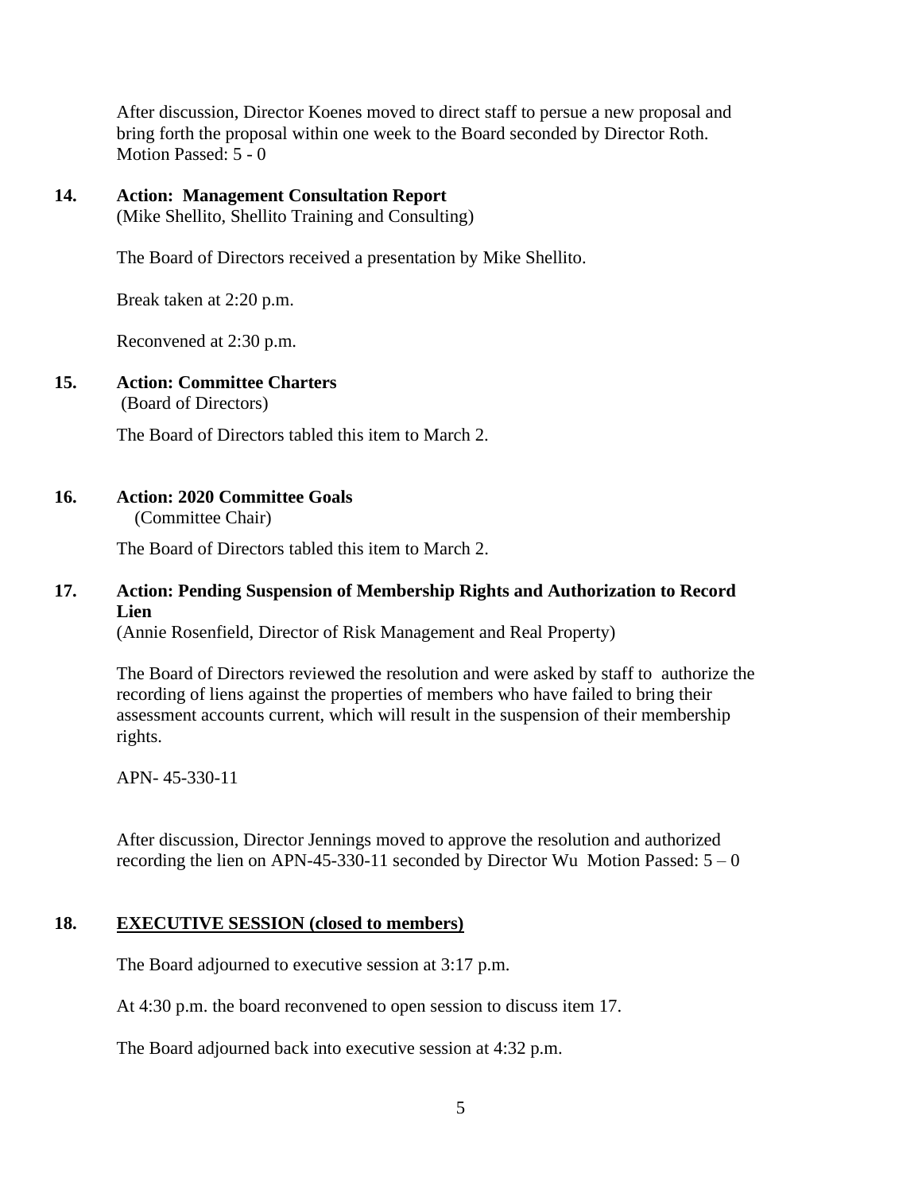After discussion, Director Koenes moved to direct staff to persue a new proposal and bring forth the proposal within one week to the Board seconded by Director Roth. Motion Passed: 5 - 0

**14. Action: Management Consultation Report**
(Mike Shellito, Shellito Training and Consulting)

The Board of Directors received a presentation by Mike Shellito.

Break taken at 2:20 p.m.

Reconvened at 2:30 p.m.

**15. Action: Committee Charters**
(Board of Directors)

The Board of Directors tabled this item to March 2.

**16. Action: 2020 Committee Goals**
(Committee Chair)

The Board of Directors tabled this item to March 2.

**17. Action: Pending Suspension of Membership Rights and Authorization to Record Lien**
(Annie Rosenfield, Director of Risk Management and Real Property)

The Board of Directors reviewed the resolution and were asked by staff to authorize the recording of liens against the properties of members who have failed to bring their assessment accounts current, which will result in the suspension of their membership rights.

APN- 45-330-11

After discussion, Director Jennings moved to approve the resolution and authorized recording the lien on APN-45-330-11 seconded by Director Wu Motion Passed: 5 – 0

**18. <u>EXECUTIVE SESSION (closed to members)</u>**

The Board adjourned to executive session at 3:17 p.m.

At 4:30 p.m. the board reconvened to open session to discuss item 17.

The Board adjourned back into executive session at 4:32 p.m.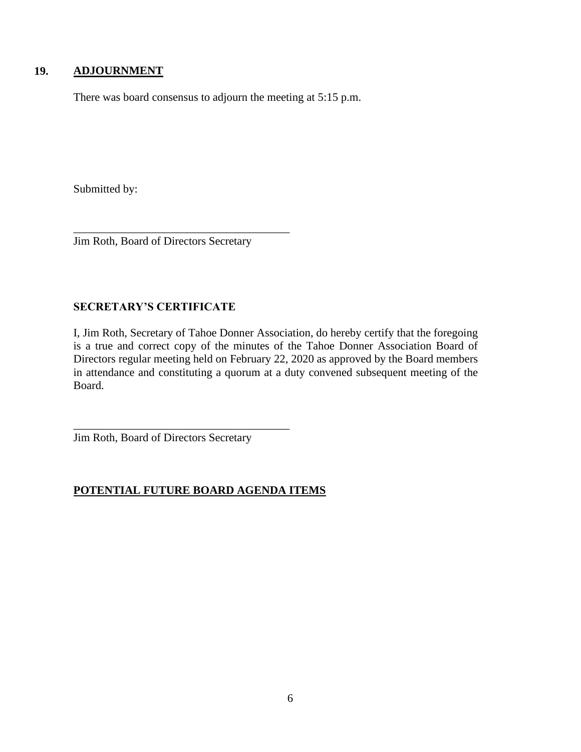## 19. ADJOURNMENT

There was board consensus to adjourn the meeting at 5:15 p.m.

Submitted by:

\_\_\_\_\_\_\_\_\_\_\_\_\_\_\_\_\_\_\_\_\_\_\_\_\_\_\_\_\_\_\_\_\_\_\_\_\_\_

Jim Roth, Board of Directors Secretary

**SECRETARY'S CERTIFICATE**

I, Jim Roth, Secretary of Tahoe Donner Association, do hereby certify that the foregoing is a true and correct copy of the minutes of the Tahoe Donner Association Board of Directors regular meeting held on February 22, 2020 as approved by the Board members in attendance and constituting a quorum at a duty convened subsequent meeting of the Board.

\_\_\_\_\_\_\_\_\_\_\_\_\_\_\_\_\_\_\_\_\_\_\_\_\_\_\_\_\_\_\_\_\_\_\_\_\_\_

Jim Roth, Board of Directors Secretary

## POTENTIAL FUTURE BOARD AGENDA ITEMS